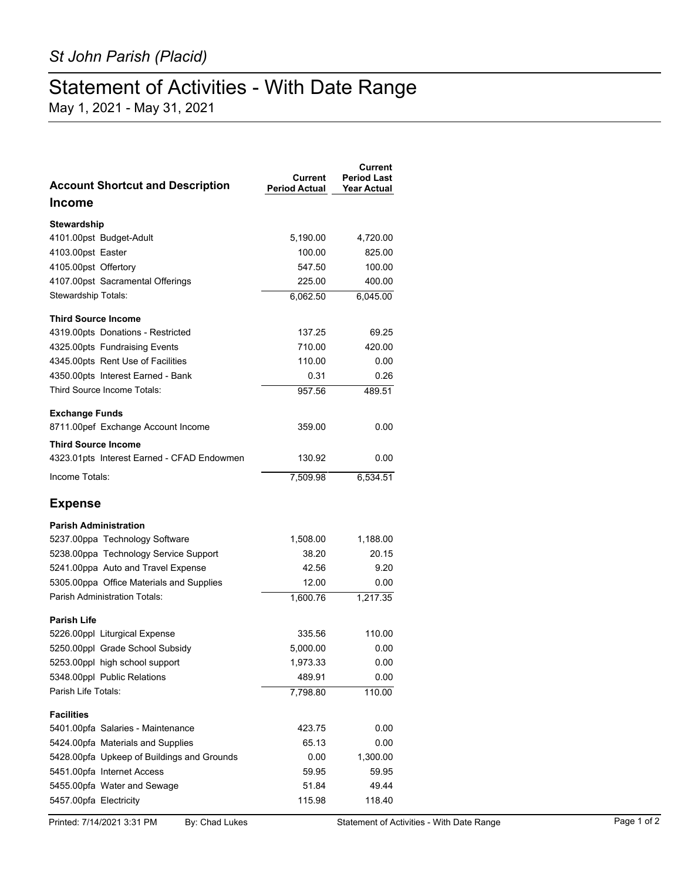*St John Parish (Placid)*

# Statement of Activities - With Date Range

May 1, 2021 - May 31, 2021

| Account Shortcut and Description | Current Period Actual | Current Period Last Year Actual |
|---|---|---|
| **Income** | | |
| **Stewardship** | | |
| 4101.00pst Budget-Adult | 5,190.00 | 4,720.00 |
| 4103.00pst Easter | 100.00 | 825.00 |
| 4105.00pst Offertory | 547.50 | 100.00 |
| 4107.00pst Sacramental Offerings | 225.00 | 400.00 |
| Stewardship Totals: | 6,062.50 | 6,045.00 |
| **Third Source Income** | | |
| 4319.00pts Donations - Restricted | 137.25 | 69.25 |
| 4325.00pts Fundraising Events | 710.00 | 420.00 |
| 4345.00pts Rent Use of Facilities | 110.00 | 0.00 |
| 4350.00pts Interest Earned - Bank | 0.31 | 0.26 |
| Third Source Income Totals: | 957.56 | 489.51 |
| **Exchange Funds** | | |
| 8711.00pef Exchange Account Income | 359.00 | 0.00 |
| **Third Source Income** | | |
| 4323.01pts Interest Earned - CFAD Endowmen | 130.92 | 0.00 |
| Income Totals: | 7,509.98 | 6,534.51 |
| **Expense** | | |
| **Parish Administration** | | |
| 5237.00ppa Technology Software | 1,508.00 | 1,188.00 |
| 5238.00ppa Technology Service Support | 38.20 | 20.15 |
| 5241.00ppa Auto and Travel Expense | 42.56 | 9.20 |
| 5305.00ppa Office Materials and Supplies | 12.00 | 0.00 |
| Parish Administration Totals: | 1,600.76 | 1,217.35 |
| **Parish Life** | | |
| 5226.00ppl Liturgical Expense | 335.56 | 110.00 |
| 5250.00ppl Grade School Subsidy | 5,000.00 | 0.00 |
| 5253.00ppl high school support | 1,973.33 | 0.00 |
| 5348.00ppl Public Relations | 489.91 | 0.00 |
| Parish Life Totals: | 7,798.80 | 110.00 |
| **Facilities** | | |
| 5401.00pfa Salaries - Maintenance | 423.75 | 0.00 |
| 5424.00pfa Materials and Supplies | 65.13 | 0.00 |
| 5428.00pfa Upkeep of Buildings and Grounds | 0.00 | 1,300.00 |
| 5451.00pfa Internet Access | 59.95 | 59.95 |
| 5455.00pfa Water and Sewage | 51.84 | 49.44 |
| 5457.00pfa Electricity | 115.98 | 118.40 |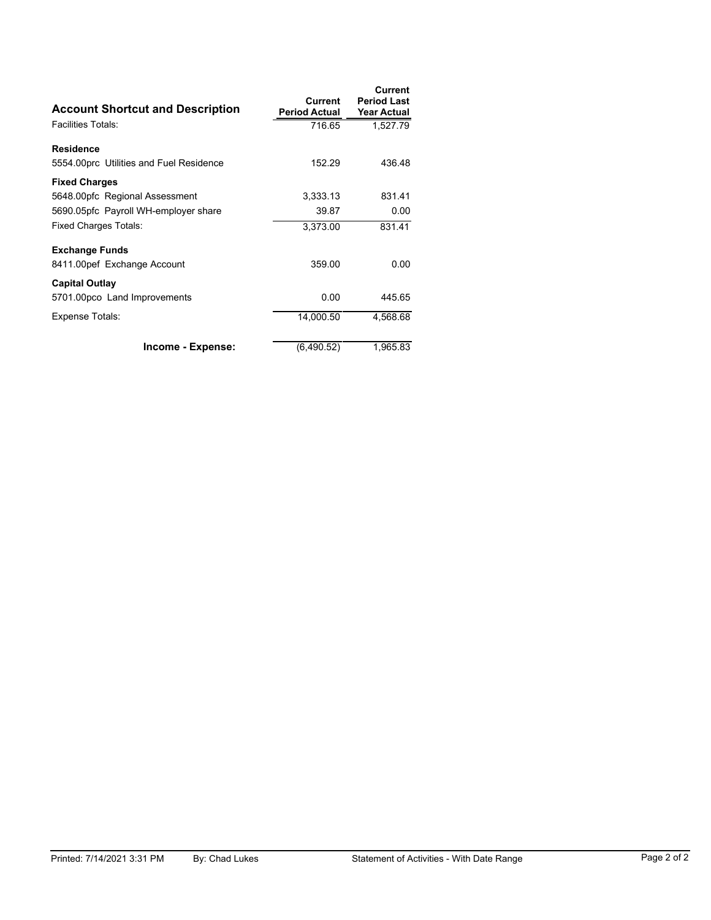| Account Shortcut and Description | Current Period Actual | Current Period Last Year Actual |
|---|---|---|
| Facilities Totals: | 716.65 | 1,527.79 |
| **Residence** | | |
| 5554.00prc Utilities and Fuel Residence | 152.29 | 436.48 |
| **Fixed Charges** | | |
| 5648.00pfc Regional Assessment | 3,333.13 | 831.41 |
| 5690.05pfc Payroll WH-employer share | 39.87 | 0.00 |
| Fixed Charges Totals: | 3,373.00 | 831.41 |
| **Exchange Funds** | | |
| 8411.00pef Exchange Account | 359.00 | 0.00 |
| **Capital Outlay** | | |
| 5701.00pco Land Improvements | 0.00 | 445.65 |
| Expense Totals: | 14,000.50 | 4,568.68 |
| **Income - Expense:** | (6,490.52) | 1,965.83 |

Printed: 7/14/2021 3:31 PM By: Chad Lukes Statement of Activities - With Date Range